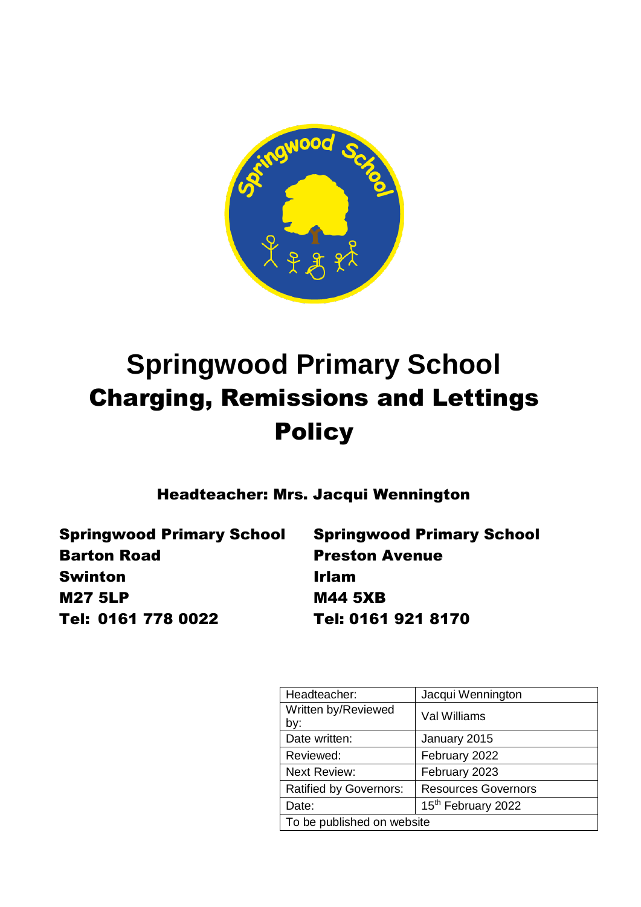# Springwood Primary School

## Charging, Remissions and Lettings Policy

**Headteacher: Mrs. Jacqui Wennington**

**Springwood Primary School**
**Barton Road**
**Swinton**
**M27 5LP**
**Tel: 0161 778 0022**

**Springwood Primary School**
**Preston Avenue**
**Irlam**
**M44 5XB**
**Tel: 0161 921 8170**

| Headteacher: | Jacqui Wennington |
|---|---|
| Written by/Reviewed by: | Val Williams |
| Date written: | January 2015 |
| Reviewed: | February 2022 |
| Next Review: | February 2023 |
| Ratified by Governors: | Resources Governors |
| Date: | 15th February 2022 |
| To be published on website | |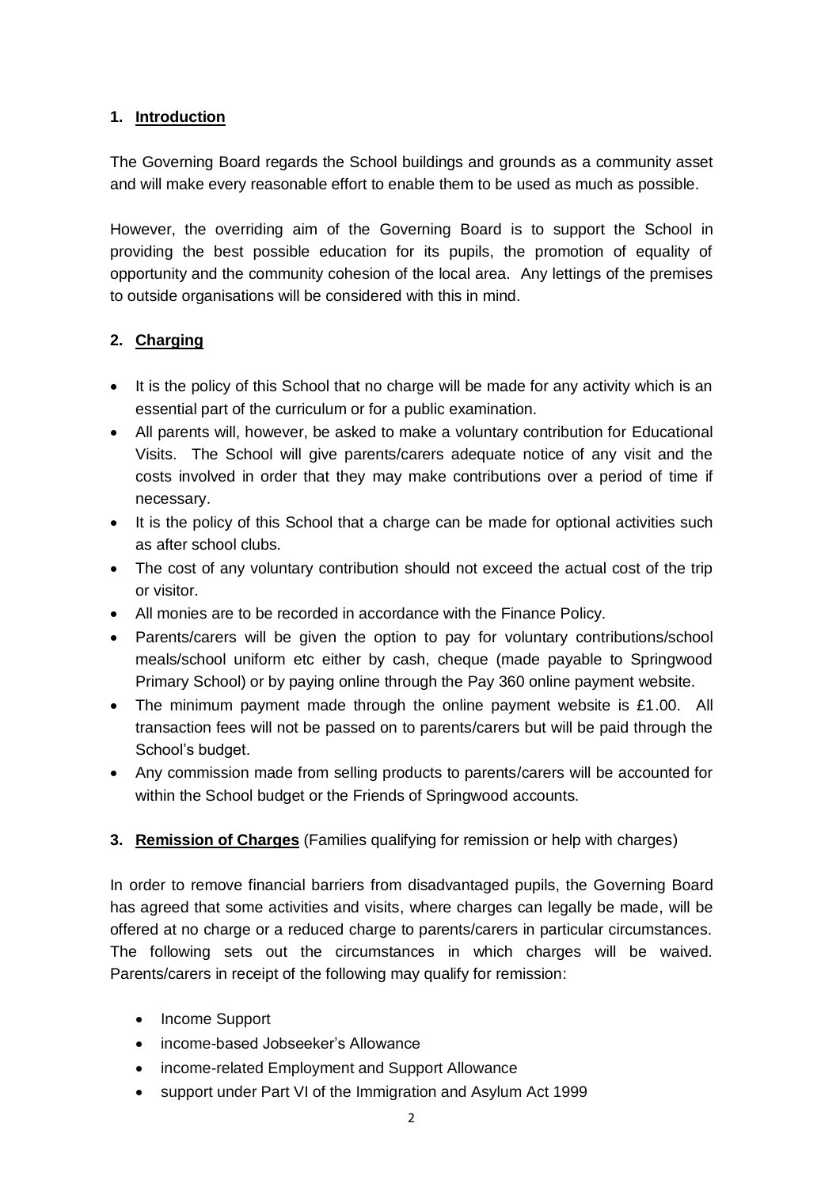## 1. Introduction

The Governing Board regards the School buildings and grounds as a community asset and will make every reasonable effort to enable them to be used as much as possible.

However, the overriding aim of the Governing Board is to support the School in providing the best possible education for its pupils, the promotion of equality of opportunity and the community cohesion of the local area. Any lettings of the premises to outside organisations will be considered with this in mind.

## 2. Charging

- It is the policy of this School that no charge will be made for any activity which is an essential part of the curriculum or for a public examination.
- All parents will, however, be asked to make a voluntary contribution for Educational Visits. The School will give parents/carers adequate notice of any visit and the costs involved in order that they may make contributions over a period of time if necessary.
- It is the policy of this School that a charge can be made for optional activities such as after school clubs.
- The cost of any voluntary contribution should not exceed the actual cost of the trip or visitor.
- All monies are to be recorded in accordance with the Finance Policy.
- Parents/carers will be given the option to pay for voluntary contributions/school meals/school uniform etc either by cash, cheque (made payable to Springwood Primary School) or by paying online through the Pay 360 online payment website.
- The minimum payment made through the online payment website is £1.00. All transaction fees will not be passed on to parents/carers but will be paid through the School's budget.
- Any commission made from selling products to parents/carers will be accounted for within the School budget or the Friends of Springwood accounts.

## 3. Remission of Charges (Families qualifying for remission or help with charges)

In order to remove financial barriers from disadvantaged pupils, the Governing Board has agreed that some activities and visits, where charges can legally be made, will be offered at no charge or a reduced charge to parents/carers in particular circumstances. The following sets out the circumstances in which charges will be waived. Parents/carers in receipt of the following may qualify for remission:

- Income Support
- income-based Jobseeker's Allowance
- income-related Employment and Support Allowance
- support under Part VI of the Immigration and Asylum Act 1999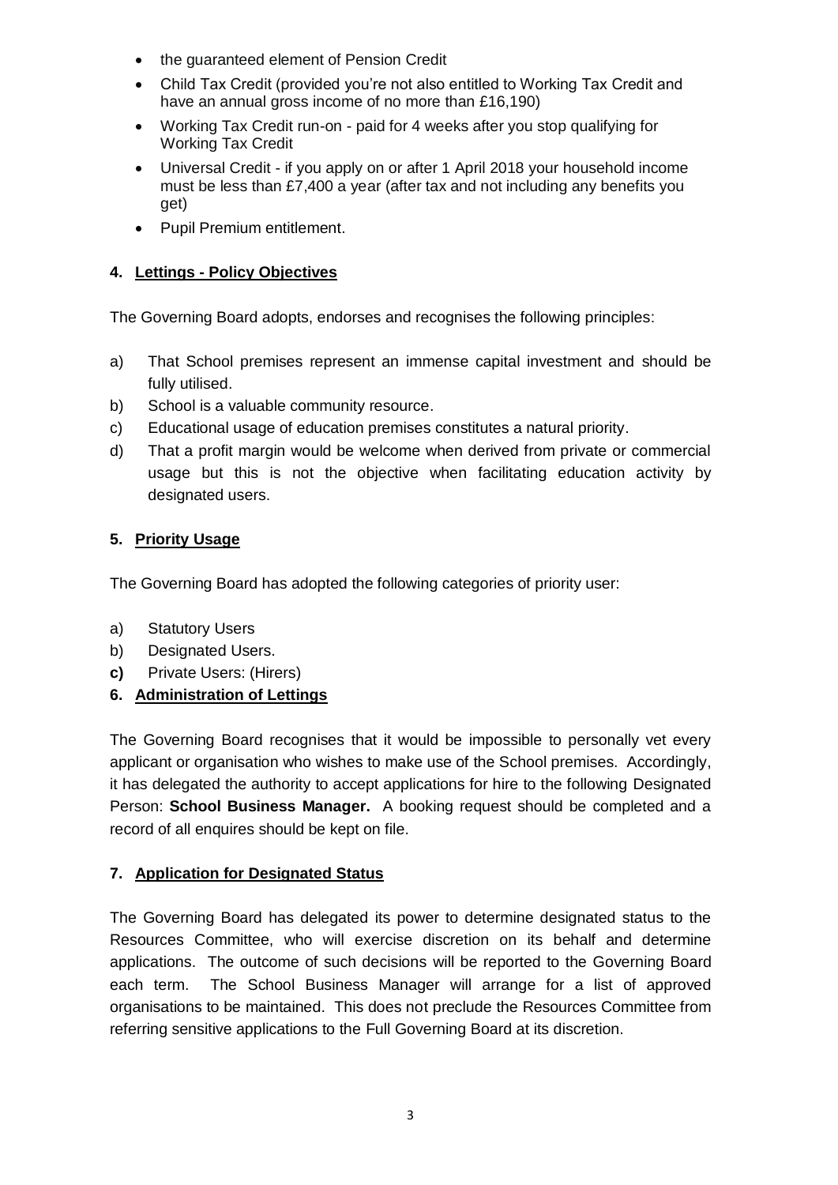- the guaranteed element of Pension Credit
- Child Tax Credit (provided you're not also entitled to Working Tax Credit and have an annual gross income of no more than £16,190)
- Working Tax Credit run-on - paid for 4 weeks after you stop qualifying for Working Tax Credit
- Universal Credit - if you apply on or after 1 April 2018 your household income must be less than £7,400 a year (after tax and not including any benefits you get)
- Pupil Premium entitlement.

## 4. Lettings - Policy Objectives

The Governing Board adopts, endorses and recognises the following principles:

a) That School premises represent an immense capital investment and should be fully utilised.
b) School is a valuable community resource.
c) Educational usage of education premises constitutes a natural priority.
d) That a profit margin would be welcome when derived from private or commercial usage but this is not the objective when facilitating education activity by designated users.

## 5. Priority Usage

The Governing Board has adopted the following categories of priority user:

a) Statutory Users
b) Designated Users.
**c)** Private Users: (Hirers)

## 6. Administration of Lettings

The Governing Board recognises that it would be impossible to personally vet every applicant or organisation who wishes to make use of the School premises. Accordingly, it has delegated the authority to accept applications for hire to the following Designated Person: **School Business Manager.** A booking request should be completed and a record of all enquires should be kept on file.

## 7. Application for Designated Status

The Governing Board has delegated its power to determine designated status to the Resources Committee, who will exercise discretion on its behalf and determine applications. The outcome of such decisions will be reported to the Governing Board each term. The School Business Manager will arrange for a list of approved organisations to be maintained. This does not preclude the Resources Committee from referring sensitive applications to the Full Governing Board at its discretion.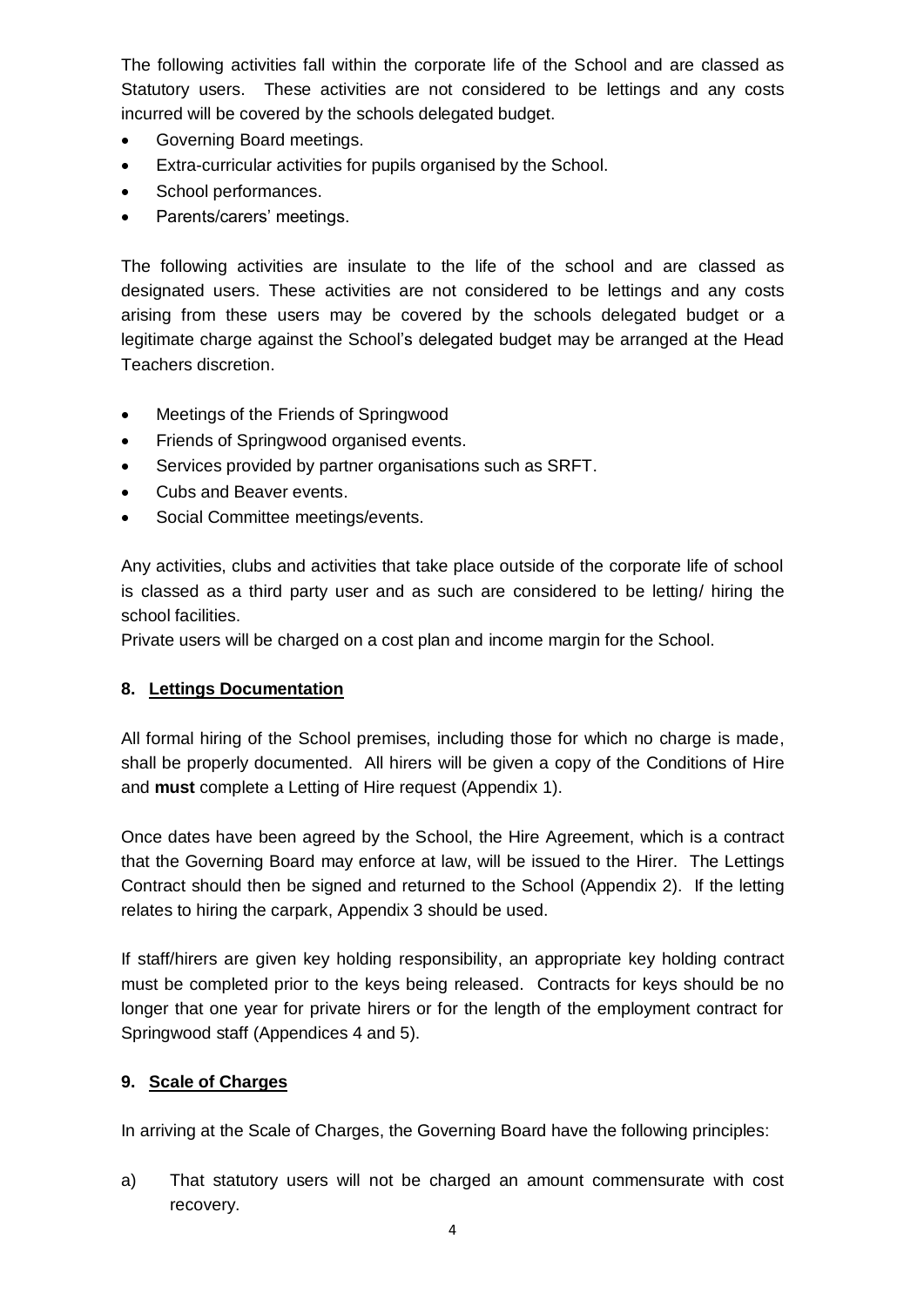The following activities fall within the corporate life of the School and are classed as Statutory users. These activities are not considered to be lettings and any costs incurred will be covered by the schools delegated budget.

- Governing Board meetings.
- Extra-curricular activities for pupils organised by the School.
- School performances.
- Parents/carers' meetings.

The following activities are insulate to the life of the school and are classed as designated users. These activities are not considered to be lettings and any costs arising from these users may be covered by the schools delegated budget or a legitimate charge against the School's delegated budget may be arranged at the Head Teachers discretion.

- Meetings of the Friends of Springwood
- Friends of Springwood organised events.
- Services provided by partner organisations such as SRFT.
- Cubs and Beaver events.
- Social Committee meetings/events.

Any activities, clubs and activities that take place outside of the corporate life of school is classed as a third party user and as such are considered to be letting/ hiring the school facilities.
Private users will be charged on a cost plan and income margin for the School.

## 8. Lettings Documentation

All formal hiring of the School premises, including those for which no charge is made, shall be properly documented. All hirers will be given a copy of the Conditions of Hire and **must** complete a Letting of Hire request (Appendix 1).

Once dates have been agreed by the School, the Hire Agreement, which is a contract that the Governing Board may enforce at law, will be issued to the Hirer. The Lettings Contract should then be signed and returned to the School (Appendix 2). If the letting relates to hiring the carpark, Appendix 3 should be used.

If staff/hirers are given key holding responsibility, an appropriate key holding contract must be completed prior to the keys being released. Contracts for keys should be no longer that one year for private hirers or for the length of the employment contract for Springwood staff (Appendices 4 and 5).

## 9. Scale of Charges

In arriving at the Scale of Charges, the Governing Board have the following principles:

a) That statutory users will not be charged an amount commensurate with cost recovery.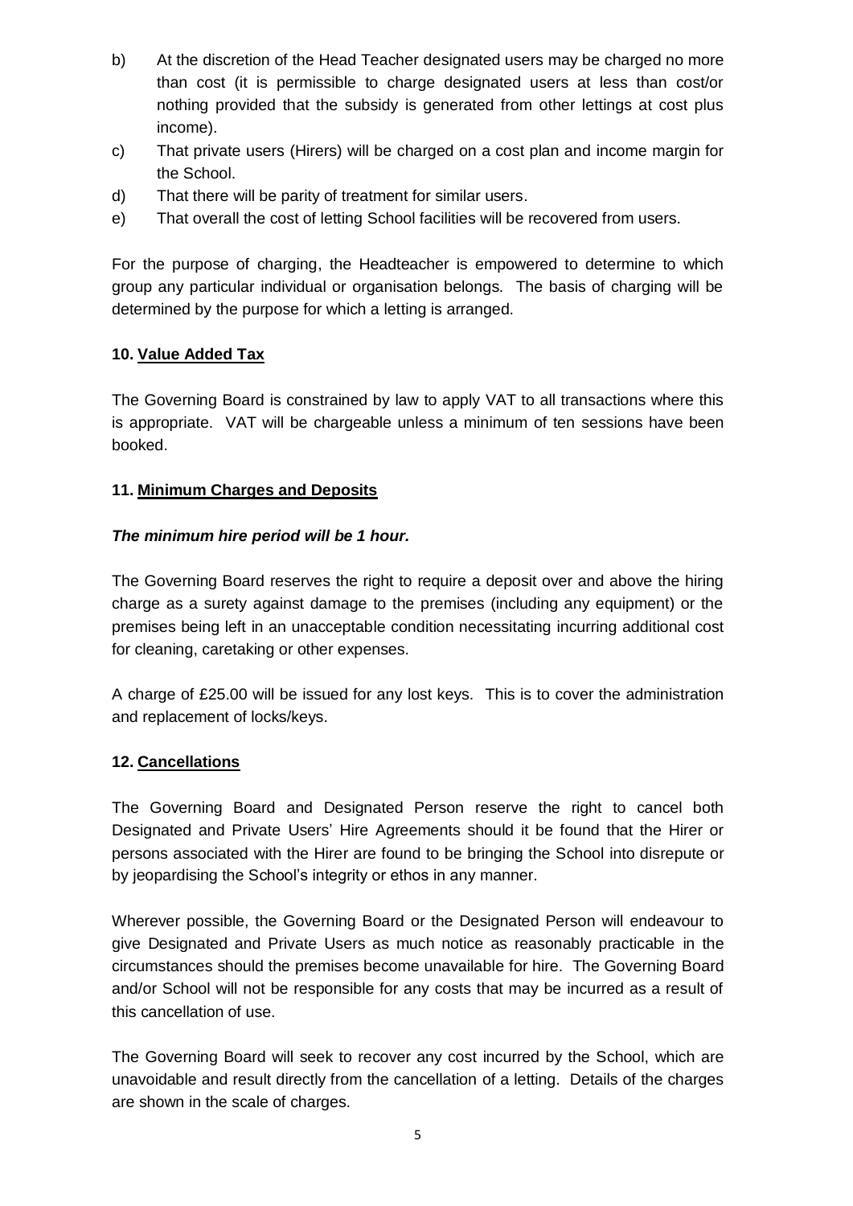b) At the discretion of the Head Teacher designated users may be charged no more than cost (it is permissible to charge designated users at less than cost/or nothing provided that the subsidy is generated from other lettings at cost plus income).

c) That private users (Hirers) will be charged on a cost plan and income margin for the School.

d) That there will be parity of treatment for similar users.

e) That overall the cost of letting School facilities will be recovered from users.

For the purpose of charging, the Headteacher is empowered to determine to which group any particular individual or organisation belongs. The basis of charging will be determined by the purpose for which a letting is arranged.

## 10. Value Added Tax

The Governing Board is constrained by law to apply VAT to all transactions where this is appropriate. VAT will be chargeable unless a minimum of ten sessions have been booked.

## 11. Minimum Charges and Deposits

***The minimum hire period will be 1 hour.***

The Governing Board reserves the right to require a deposit over and above the hiring charge as a surety against damage to the premises (including any equipment) or the premises being left in an unacceptable condition necessitating incurring additional cost for cleaning, caretaking or other expenses.

A charge of £25.00 will be issued for any lost keys. This is to cover the administration and replacement of locks/keys.

## 12. Cancellations

The Governing Board and Designated Person reserve the right to cancel both Designated and Private Users' Hire Agreements should it be found that the Hirer or persons associated with the Hirer are found to be bringing the School into disrepute or by jeopardising the School's integrity or ethos in any manner.

Wherever possible, the Governing Board or the Designated Person will endeavour to give Designated and Private Users as much notice as reasonably practicable in the circumstances should the premises become unavailable for hire. The Governing Board and/or School will not be responsible for any costs that may be incurred as a result of this cancellation of use.

The Governing Board will seek to recover any cost incurred by the School, which are unavoidable and result directly from the cancellation of a letting. Details of the charges are shown in the scale of charges.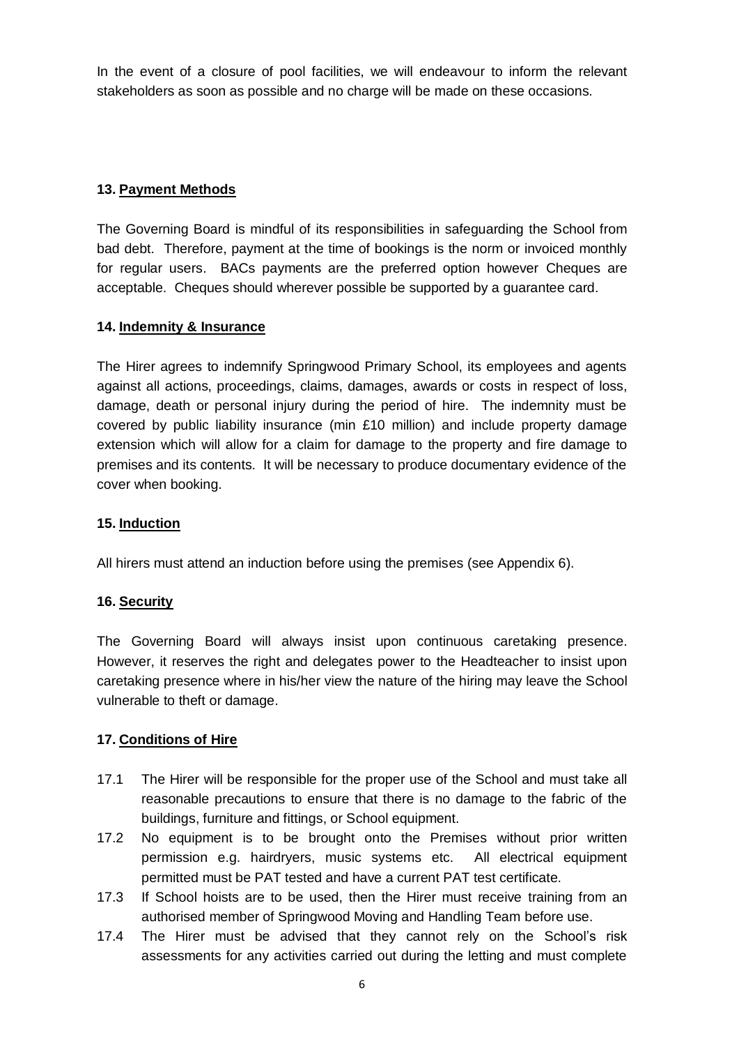In the event of a closure of pool facilities, we will endeavour to inform the relevant stakeholders as soon as possible and no charge will be made on these occasions.

### 13. Payment Methods

The Governing Board is mindful of its responsibilities in safeguarding the School from bad debt. Therefore, payment at the time of bookings is the norm or invoiced monthly for regular users. BACs payments are the preferred option however Cheques are acceptable. Cheques should wherever possible be supported by a guarantee card.

### 14. Indemnity & Insurance

The Hirer agrees to indemnify Springwood Primary School, its employees and agents against all actions, proceedings, claims, damages, awards or costs in respect of loss, damage, death or personal injury during the period of hire. The indemnity must be covered by public liability insurance (min £10 million) and include property damage extension which will allow for a claim for damage to the property and fire damage to premises and its contents. It will be necessary to produce documentary evidence of the cover when booking.

### 15. Induction

All hirers must attend an induction before using the premises (see Appendix 6).

### 16. Security

The Governing Board will always insist upon continuous caretaking presence. However, it reserves the right and delegates power to the Headteacher to insist upon caretaking presence where in his/her view the nature of the hiring may leave the School vulnerable to theft or damage.

### 17. Conditions of Hire

17.1 The Hirer will be responsible for the proper use of the School and must take all reasonable precautions to ensure that there is no damage to the fabric of the buildings, furniture and fittings, or School equipment.

17.2 No equipment is to be brought onto the Premises without prior written permission e.g. hairdryers, music systems etc. All electrical equipment permitted must be PAT tested and have a current PAT test certificate.

17.3 If School hoists are to be used, then the Hirer must receive training from an authorised member of Springwood Moving and Handling Team before use.

17.4 The Hirer must be advised that they cannot rely on the School's risk assessments for any activities carried out during the letting and must complete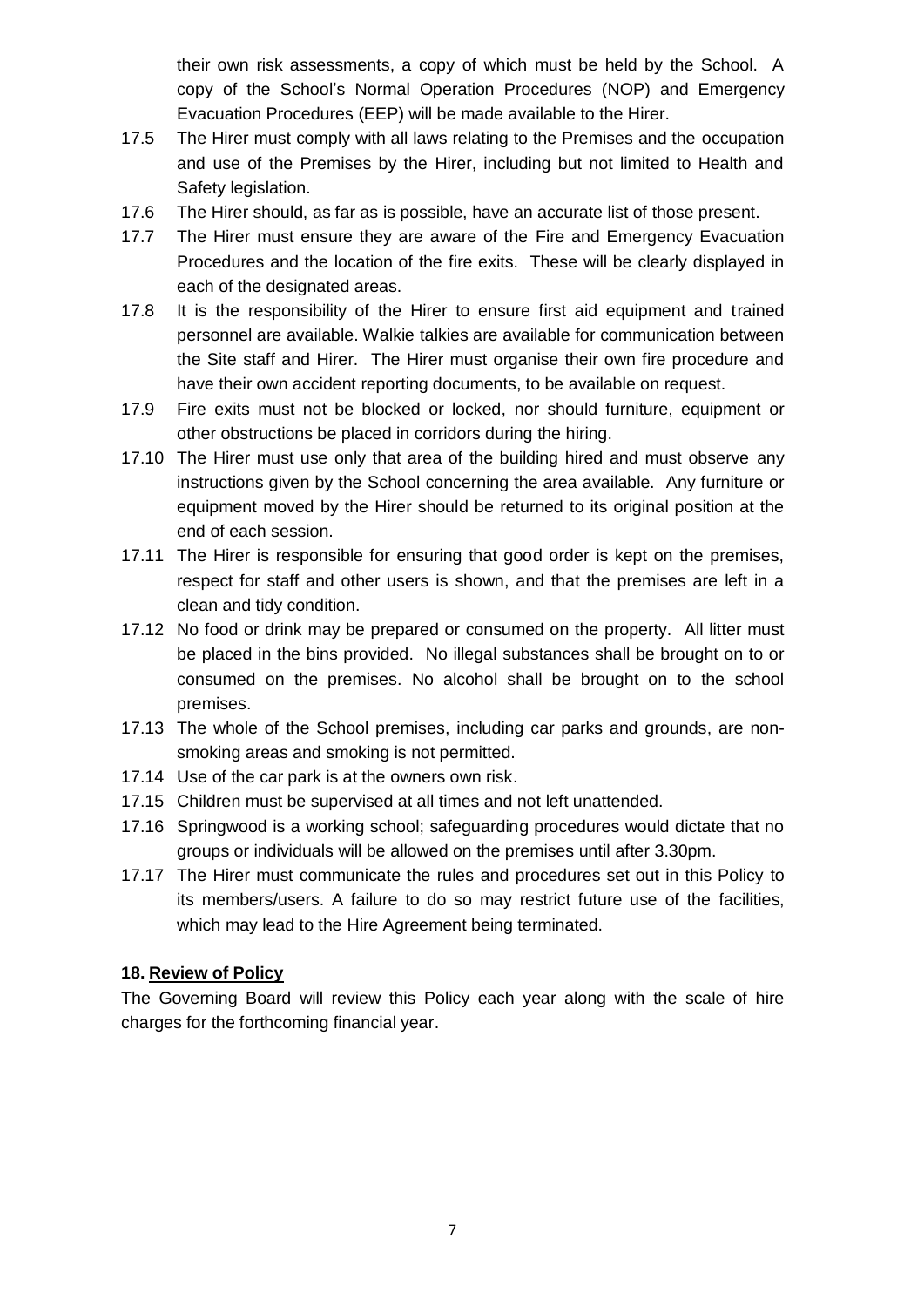their own risk assessments, a copy of which must be held by the School. A copy of the School's Normal Operation Procedures (NOP) and Emergency Evacuation Procedures (EEP) will be made available to the Hirer.

17.5 The Hirer must comply with all laws relating to the Premises and the occupation and use of the Premises by the Hirer, including but not limited to Health and Safety legislation.

17.6 The Hirer should, as far as is possible, have an accurate list of those present.

17.7 The Hirer must ensure they are aware of the Fire and Emergency Evacuation Procedures and the location of the fire exits. These will be clearly displayed in each of the designated areas.

17.8 It is the responsibility of the Hirer to ensure first aid equipment and trained personnel are available. Walkie talkies are available for communication between the Site staff and Hirer. The Hirer must organise their own fire procedure and have their own accident reporting documents, to be available on request.

17.9 Fire exits must not be blocked or locked, nor should furniture, equipment or other obstructions be placed in corridors during the hiring.

17.10 The Hirer must use only that area of the building hired and must observe any instructions given by the School concerning the area available. Any furniture or equipment moved by the Hirer should be returned to its original position at the end of each session.

17.11 The Hirer is responsible for ensuring that good order is kept on the premises, respect for staff and other users is shown, and that the premises are left in a clean and tidy condition.

17.12 No food or drink may be prepared or consumed on the property. All litter must be placed in the bins provided. No illegal substances shall be brought on to or consumed on the premises. No alcohol shall be brought on to the school premises.

17.13 The whole of the School premises, including car parks and grounds, are non-smoking areas and smoking is not permitted.

17.14 Use of the car park is at the owners own risk.

17.15 Children must be supervised at all times and not left unattended.

17.16 Springwood is a working school; safeguarding procedures would dictate that no groups or individuals will be allowed on the premises until after 3.30pm.

17.17 The Hirer must communicate the rules and procedures set out in this Policy to its members/users. A failure to do so may restrict future use of the facilities, which may lead to the Hire Agreement being terminated.

## 18. Review of Policy

The Governing Board will review this Policy each year along with the scale of hire charges for the forthcoming financial year.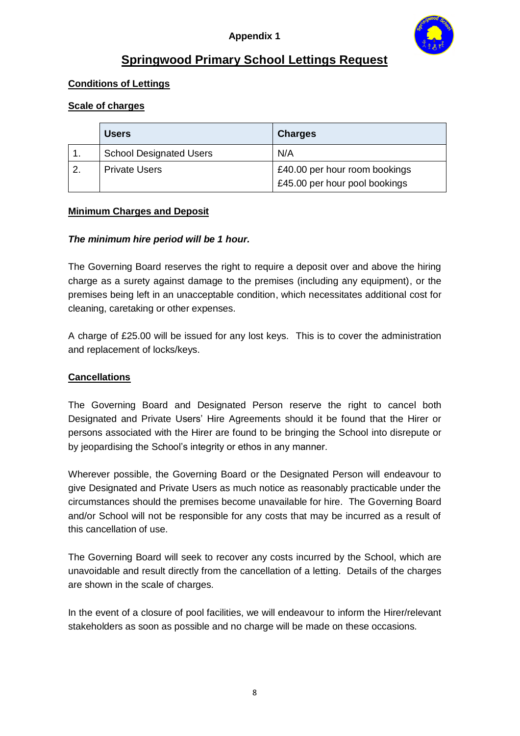**Appendix 1**

# Springwood Primary School Lettings Request

## Conditions of Lettings

### Scale of charges

| | Users | Charges |
|---|---|---|
| 1. | School Designated Users | N/A |
| 2. | Private Users | £40.00 per hour room bookings<br>£45.00 per hour pool bookings |

### Minimum Charges and Deposit

***The minimum hire period will be 1 hour.***

The Governing Board reserves the right to require a deposit over and above the hiring charge as a surety against damage to the premises (including any equipment), or the premises being left in an unacceptable condition, which necessitates additional cost for cleaning, caretaking or other expenses.

A charge of £25.00 will be issued for any lost keys. This is to cover the administration and replacement of locks/keys.

### Cancellations

The Governing Board and Designated Person reserve the right to cancel both Designated and Private Users' Hire Agreements should it be found that the Hirer or persons associated with the Hirer are found to be bringing the School into disrepute or by jeopardising the School's integrity or ethos in any manner.

Wherever possible, the Governing Board or the Designated Person will endeavour to give Designated and Private Users as much notice as reasonably practicable under the circumstances should the premises become unavailable for hire. The Governing Board and/or School will not be responsible for any costs that may be incurred as a result of this cancellation of use.

The Governing Board will seek to recover any costs incurred by the School, which are unavoidable and result directly from the cancellation of a letting. Details of the charges are shown in the scale of charges.

In the event of a closure of pool facilities, we will endeavour to inform the Hirer/relevant stakeholders as soon as possible and no charge will be made on these occasions.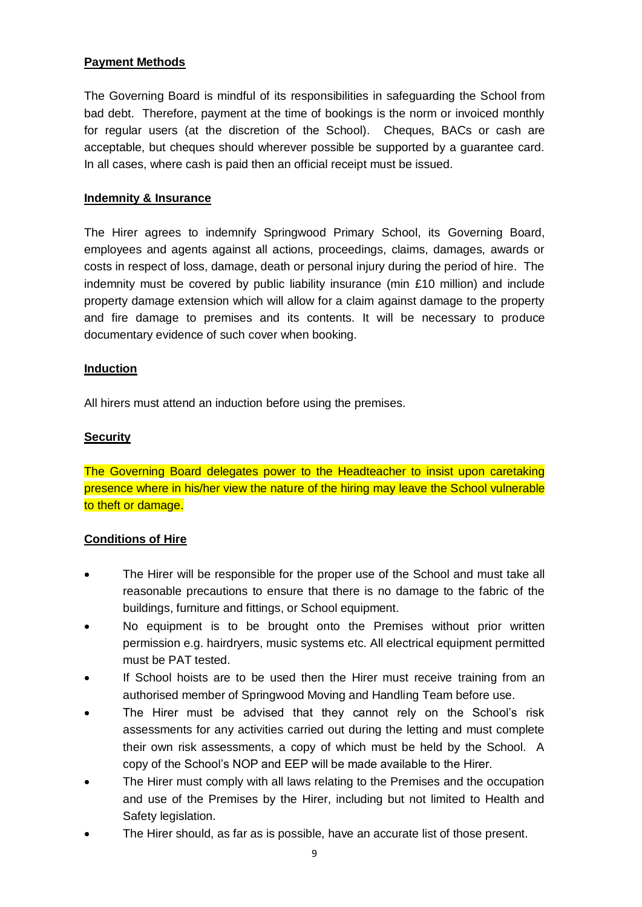**Payment Methods**

The Governing Board is mindful of its responsibilities in safeguarding the School from bad debt. Therefore, payment at the time of bookings is the norm or invoiced monthly for regular users (at the discretion of the School). Cheques, BACs or cash are acceptable, but cheques should wherever possible be supported by a guarantee card. In all cases, where cash is paid then an official receipt must be issued.

**Indemnity & Insurance**

The Hirer agrees to indemnify Springwood Primary School, its Governing Board, employees and agents against all actions, proceedings, claims, damages, awards or costs in respect of loss, damage, death or personal injury during the period of hire. The indemnity must be covered by public liability insurance (min £10 million) and include property damage extension which will allow for a claim against damage to the property and fire damage to premises and its contents. It will be necessary to produce documentary evidence of such cover when booking.

**Induction**

All hirers must attend an induction before using the premises.

**Security**

The Governing Board delegates power to the Headteacher to insist upon caretaking presence where in his/her view the nature of the hiring may leave the School vulnerable to theft or damage.

**Conditions of Hire**

- The Hirer will be responsible for the proper use of the School and must take all reasonable precautions to ensure that there is no damage to the fabric of the buildings, furniture and fittings, or School equipment.
- No equipment is to be brought onto the Premises without prior written permission e.g. hairdryers, music systems etc. All electrical equipment permitted must be PAT tested.
- If School hoists are to be used then the Hirer must receive training from an authorised member of Springwood Moving and Handling Team before use.
- The Hirer must be advised that they cannot rely on the School's risk assessments for any activities carried out during the letting and must complete their own risk assessments, a copy of which must be held by the School. A copy of the School's NOP and EEP will be made available to the Hirer.
- The Hirer must comply with all laws relating to the Premises and the occupation and use of the Premises by the Hirer, including but not limited to Health and Safety legislation.
- The Hirer should, as far as is possible, have an accurate list of those present.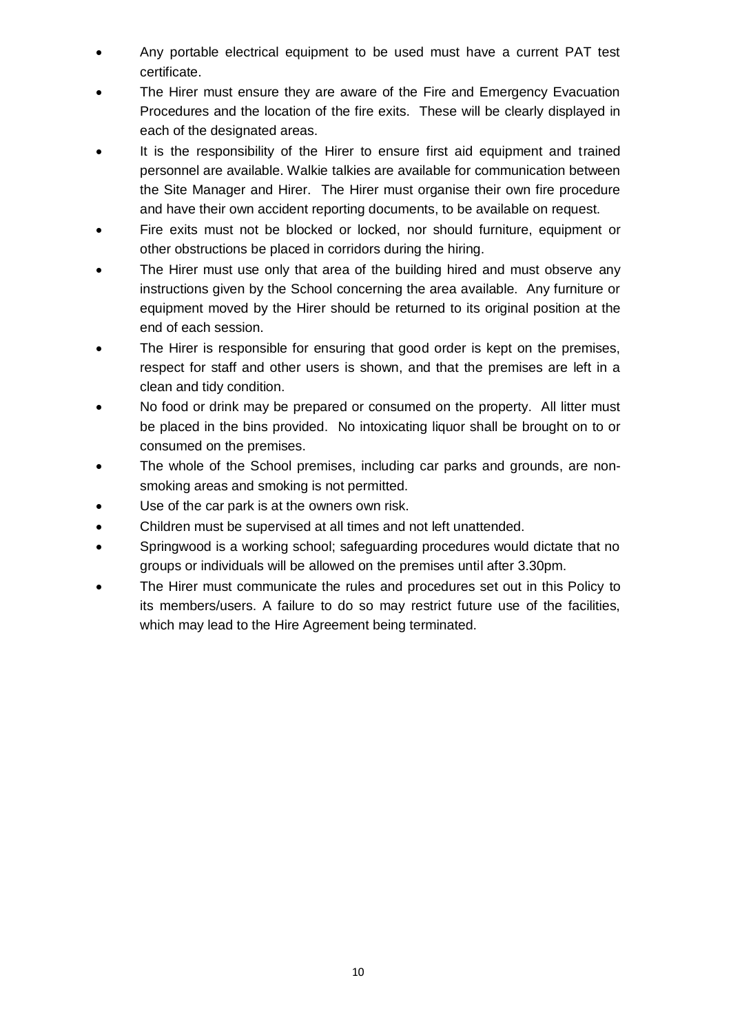- Any portable electrical equipment to be used must have a current PAT test certificate.
- The Hirer must ensure they are aware of the Fire and Emergency Evacuation Procedures and the location of the fire exits. These will be clearly displayed in each of the designated areas.
- It is the responsibility of the Hirer to ensure first aid equipment and trained personnel are available. Walkie talkies are available for communication between the Site Manager and Hirer. The Hirer must organise their own fire procedure and have their own accident reporting documents, to be available on request.
- Fire exits must not be blocked or locked, nor should furniture, equipment or other obstructions be placed in corridors during the hiring.
- The Hirer must use only that area of the building hired and must observe any instructions given by the School concerning the area available. Any furniture or equipment moved by the Hirer should be returned to its original position at the end of each session.
- The Hirer is responsible for ensuring that good order is kept on the premises, respect for staff and other users is shown, and that the premises are left in a clean and tidy condition.
- No food or drink may be prepared or consumed on the property. All litter must be placed in the bins provided. No intoxicating liquor shall be brought on to or consumed on the premises.
- The whole of the School premises, including car parks and grounds, are non-smoking areas and smoking is not permitted.
- Use of the car park is at the owners own risk.
- Children must be supervised at all times and not left unattended.
- Springwood is a working school; safeguarding procedures would dictate that no groups or individuals will be allowed on the premises until after 3.30pm.
- The Hirer must communicate the rules and procedures set out in this Policy to its members/users. A failure to do so may restrict future use of the facilities, which may lead to the Hire Agreement being terminated.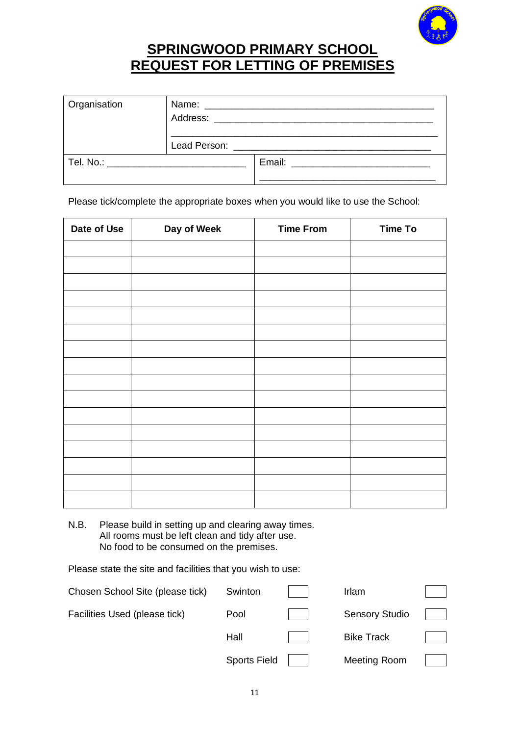# SPRINGWOOD PRIMARY SCHOOL
# REQUEST FOR LETTING OF PREMISES

| Organisation | Name: ___________________________________________<br>Address: _________________________________________<br>_______________________________________________<br>Lead Person: ____________________________________ |
|---|---|
| Tel. No.: _________________________ | Email: __________________________<br>_________________________________ |

Please tick/complete the appropriate boxes when you would like to use the School:

| Date of Use | Day of Week | Time From | Time To |
|---|---|---|---|
| | | | |
| | | | |
| | | | |
| | | | |
| | | | |
| | | | |
| | | | |
| | | | |
| | | | |
| | | | |
| | | | |
| | | | |
| | | | |
| | | | |
| | | | |
| | | | |

N.B. Please build in setting up and clearing away times.
All rooms must be left clean and tidy after use.
No food to be consumed on the premises.

Please state the site and facilities that you wish to use:

| | | | | |
|---|---|---|---|---|
| Chosen School Site (please tick) | Swinton | ☐ | Irlam | ☐ |
| Facilities Used (please tick) | Pool | ☐ | Sensory Studio | ☐ |
| | Hall | ☐ | Bike Track | ☐ |
| | Sports Field | ☐ | Meeting Room | ☐ |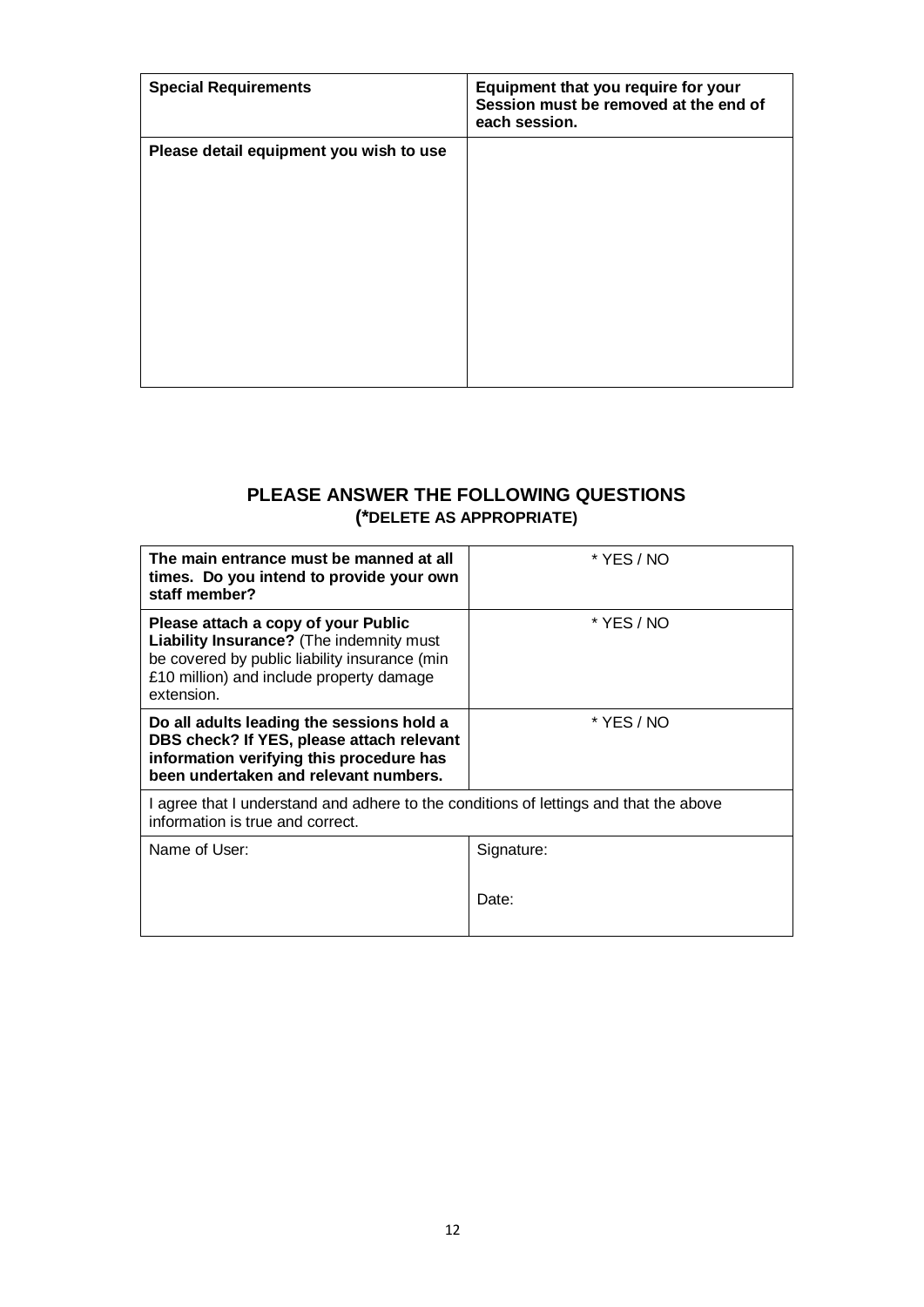| **Special Requirements** | **Equipment that you require for your Session must be removed at the end of each session.** |
| --- | --- |
| **Please detail equipment you wish to use** | |

## PLEASE ANSWER THE FOLLOWING QUESTIONS
### (*DELETE AS APPROPRIATE)

| | |
| --- | --- |
| **The main entrance must be manned at all times. Do you intend to provide your own staff member?** | * YES / NO |
| **Please attach a copy of your Public Liability Insurance?** (The indemnity must be covered by public liability insurance (min £10 million) and include property damage extension. | * YES / NO |
| **Do all adults leading the sessions hold a DBS check? If YES, please attach relevant information verifying this procedure has been undertaken and relevant numbers.** | * YES / NO |
| I agree that I understand and adhere to the conditions of lettings and that the above information is true and correct. | |
| Name of User: | Signature:<br><br>Date: |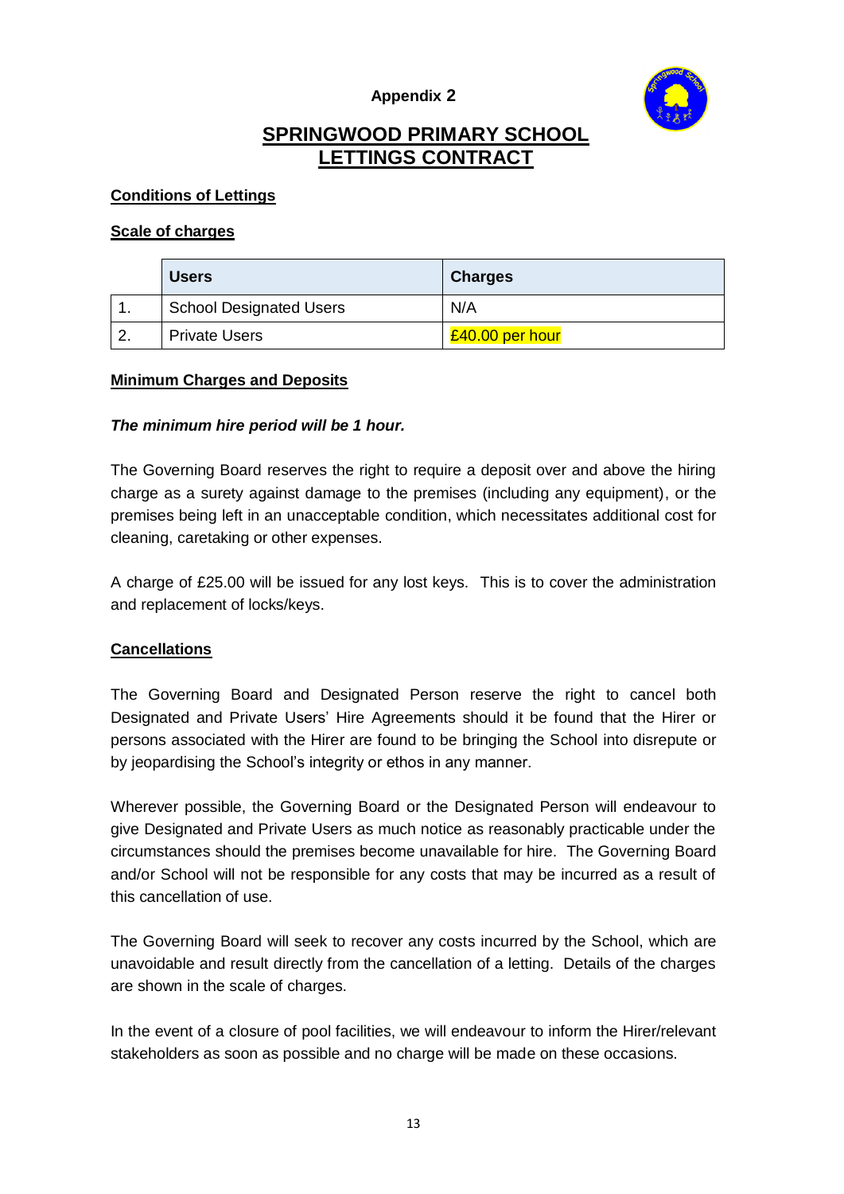**Appendix 2**

# SPRINGWOOD PRIMARY SCHOOL LETTINGS CONTRACT

**Conditions of Lettings**

**Scale of charges**

| | Users | Charges |
|---|---|---|
| 1. | School Designated Users | N/A |
| 2. | Private Users | £40.00 per hour |

**Minimum Charges and Deposits**

***The minimum hire period will be 1 hour.***

The Governing Board reserves the right to require a deposit over and above the hiring charge as a surety against damage to the premises (including any equipment), or the premises being left in an unacceptable condition, which necessitates additional cost for cleaning, caretaking or other expenses.

A charge of £25.00 will be issued for any lost keys. This is to cover the administration and replacement of locks/keys.

**Cancellations**

The Governing Board and Designated Person reserve the right to cancel both Designated and Private Users' Hire Agreements should it be found that the Hirer or persons associated with the Hirer are found to be bringing the School into disrepute or by jeopardising the School's integrity or ethos in any manner.

Wherever possible, the Governing Board or the Designated Person will endeavour to give Designated and Private Users as much notice as reasonably practicable under the circumstances should the premises become unavailable for hire. The Governing Board and/or School will not be responsible for any costs that may be incurred as a result of this cancellation of use.

The Governing Board will seek to recover any costs incurred by the School, which are unavoidable and result directly from the cancellation of a letting. Details of the charges are shown in the scale of charges.

In the event of a closure of pool facilities, we will endeavour to inform the Hirer/relevant stakeholders as soon as possible and no charge will be made on these occasions.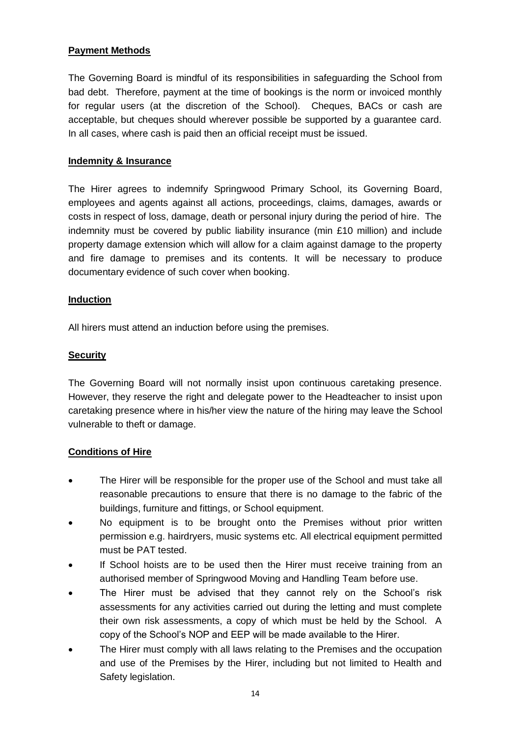## Payment Methods

The Governing Board is mindful of its responsibilities in safeguarding the School from bad debt. Therefore, payment at the time of bookings is the norm or invoiced monthly for regular users (at the discretion of the School). Cheques, BACs or cash are acceptable, but cheques should wherever possible be supported by a guarantee card. In all cases, where cash is paid then an official receipt must be issued.

## Indemnity & Insurance

The Hirer agrees to indemnify Springwood Primary School, its Governing Board, employees and agents against all actions, proceedings, claims, damages, awards or costs in respect of loss, damage, death or personal injury during the period of hire. The indemnity must be covered by public liability insurance (min £10 million) and include property damage extension which will allow for a claim against damage to the property and fire damage to premises and its contents. It will be necessary to produce documentary evidence of such cover when booking.

## Induction

All hirers must attend an induction before using the premises.

## Security

The Governing Board will not normally insist upon continuous caretaking presence. However, they reserve the right and delegate power to the Headteacher to insist upon caretaking presence where in his/her view the nature of the hiring may leave the School vulnerable to theft or damage.

## Conditions of Hire

- The Hirer will be responsible for the proper use of the School and must take all reasonable precautions to ensure that there is no damage to the fabric of the buildings, furniture and fittings, or School equipment.
- No equipment is to be brought onto the Premises without prior written permission e.g. hairdryers, music systems etc. All electrical equipment permitted must be PAT tested.
- If School hoists are to be used then the Hirer must receive training from an authorised member of Springwood Moving and Handling Team before use.
- The Hirer must be advised that they cannot rely on the School's risk assessments for any activities carried out during the letting and must complete their own risk assessments, a copy of which must be held by the School. A copy of the School's NOP and EEP will be made available to the Hirer.
- The Hirer must comply with all laws relating to the Premises and the occupation and use of the Premises by the Hirer, including but not limited to Health and Safety legislation.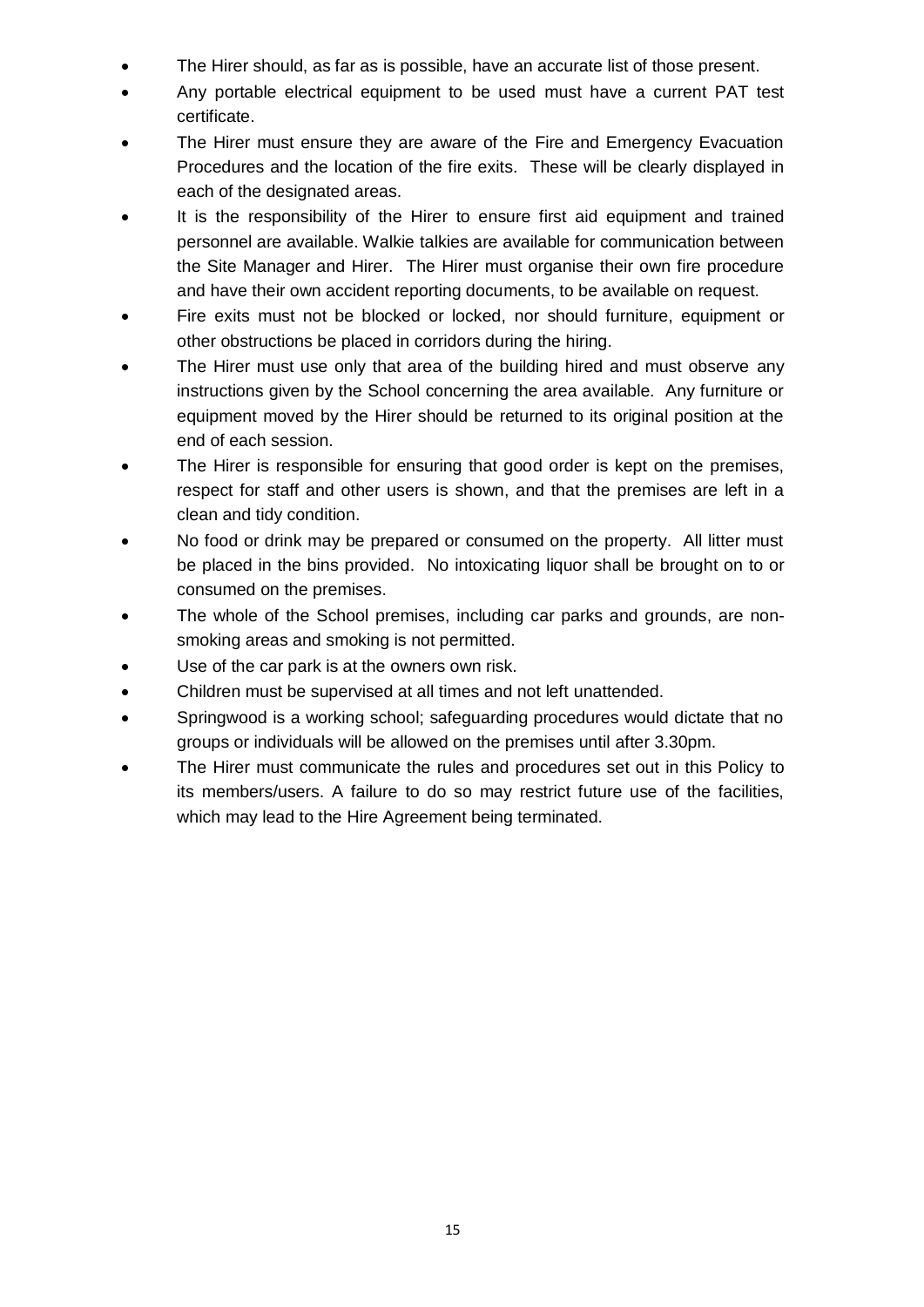- The Hirer should, as far as is possible, have an accurate list of those present.
- Any portable electrical equipment to be used must have a current PAT test certificate.
- The Hirer must ensure they are aware of the Fire and Emergency Evacuation Procedures and the location of the fire exits. These will be clearly displayed in each of the designated areas.
- It is the responsibility of the Hirer to ensure first aid equipment and trained personnel are available. Walkie talkies are available for communication between the Site Manager and Hirer. The Hirer must organise their own fire procedure and have their own accident reporting documents, to be available on request.
- Fire exits must not be blocked or locked, nor should furniture, equipment or other obstructions be placed in corridors during the hiring.
- The Hirer must use only that area of the building hired and must observe any instructions given by the School concerning the area available. Any furniture or equipment moved by the Hirer should be returned to its original position at the end of each session.
- The Hirer is responsible for ensuring that good order is kept on the premises, respect for staff and other users is shown, and that the premises are left in a clean and tidy condition.
- No food or drink may be prepared or consumed on the property. All litter must be placed in the bins provided. No intoxicating liquor shall be brought on to or consumed on the premises.
- The whole of the School premises, including car parks and grounds, are non-smoking areas and smoking is not permitted.
- Use of the car park is at the owners own risk.
- Children must be supervised at all times and not left unattended.
- Springwood is a working school; safeguarding procedures would dictate that no groups or individuals will be allowed on the premises until after 3.30pm.
- The Hirer must communicate the rules and procedures set out in this Policy to its members/users. A failure to do so may restrict future use of the facilities, which may lead to the Hire Agreement being terminated.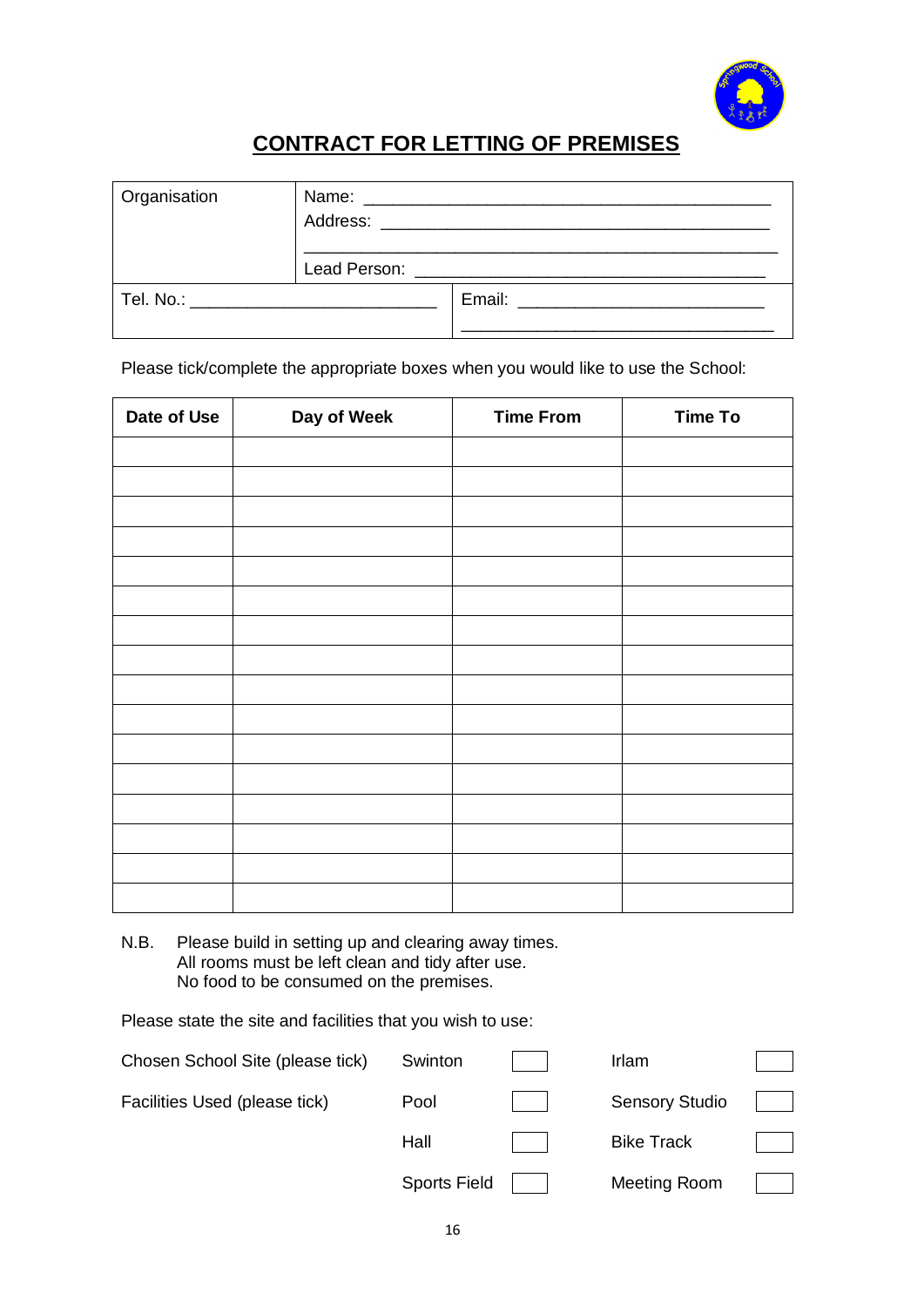# CONTRACT FOR LETTING OF PREMISES

| Organisation | Name: ___________________________________________<br>Address: _________________________________________<br>___________________________________________________<br>Lead Person: ____________________________________ |
|---|---|
| Tel. No.: ___________________________ | Email: ___________________________<br>___________________________________ |

Please tick/complete the appropriate boxes when you would like to use the School:

| Date of Use | Day of Week | Time From | Time To |
|---|---|---|---|
| | | | |
| | | | |
| | | | |
| | | | |
| | | | |
| | | | |
| | | | |
| | | | |
| | | | |
| | | | |
| | | | |
| | | | |
| | | | |
| | | | |
| | | | |
| | | | |

N.B. Please build in setting up and clearing away times.
All rooms must be left clean and tidy after use.
No food to be consumed on the premises.

Please state the site and facilities that you wish to use:

| | | | | |
|---|---|---|---|---|
| Chosen School Site (please tick) | Swinton | ☐ | Irlam | ☐ |
| Facilities Used (please tick) | Pool | ☐ | Sensory Studio | ☐ |
| | Hall | ☐ | Bike Track | ☐ |
| | Sports Field | ☐ | Meeting Room | ☐ |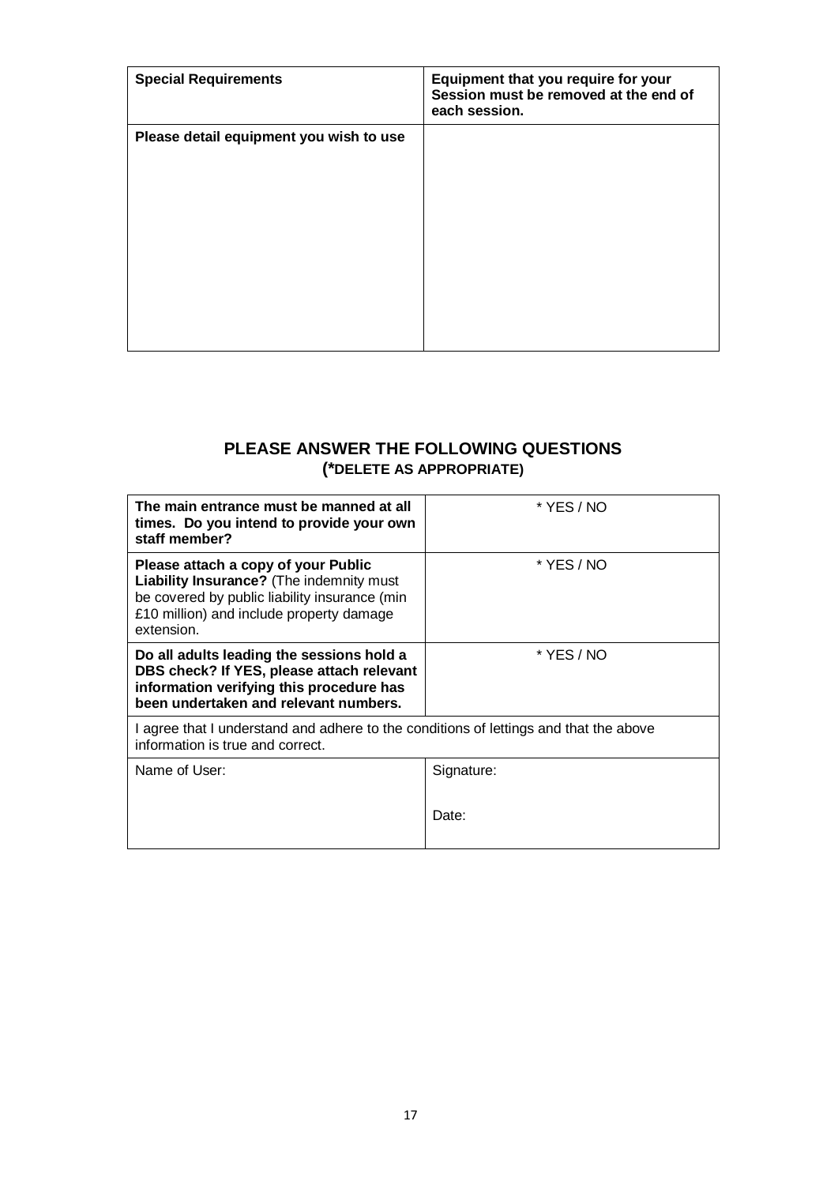| **Special Requirements** | **Equipment that you require for your Session must be removed at the end of each session.** |
|---|---|
| **Please detail equipment you wish to use** | |

## PLEASE ANSWER THE FOLLOWING QUESTIONS
### (*DELETE AS APPROPRIATE)

| **The main entrance must be manned at all times. Do you intend to provide your own staff member?** | * YES / NO |
|---|---|
| **Please attach a copy of your Public Liability Insurance?** (The indemnity must be covered by public liability insurance (min £10 million) and include property damage extension. | * YES / NO |
| **Do all adults leading the sessions hold a DBS check? If YES, please attach relevant information verifying this procedure has been undertaken and relevant numbers.** | * YES / NO |
| I agree that I understand and adhere to the conditions of lettings and that the above information is true and correct. | |
| Name of User: | Signature:<br><br>Date: |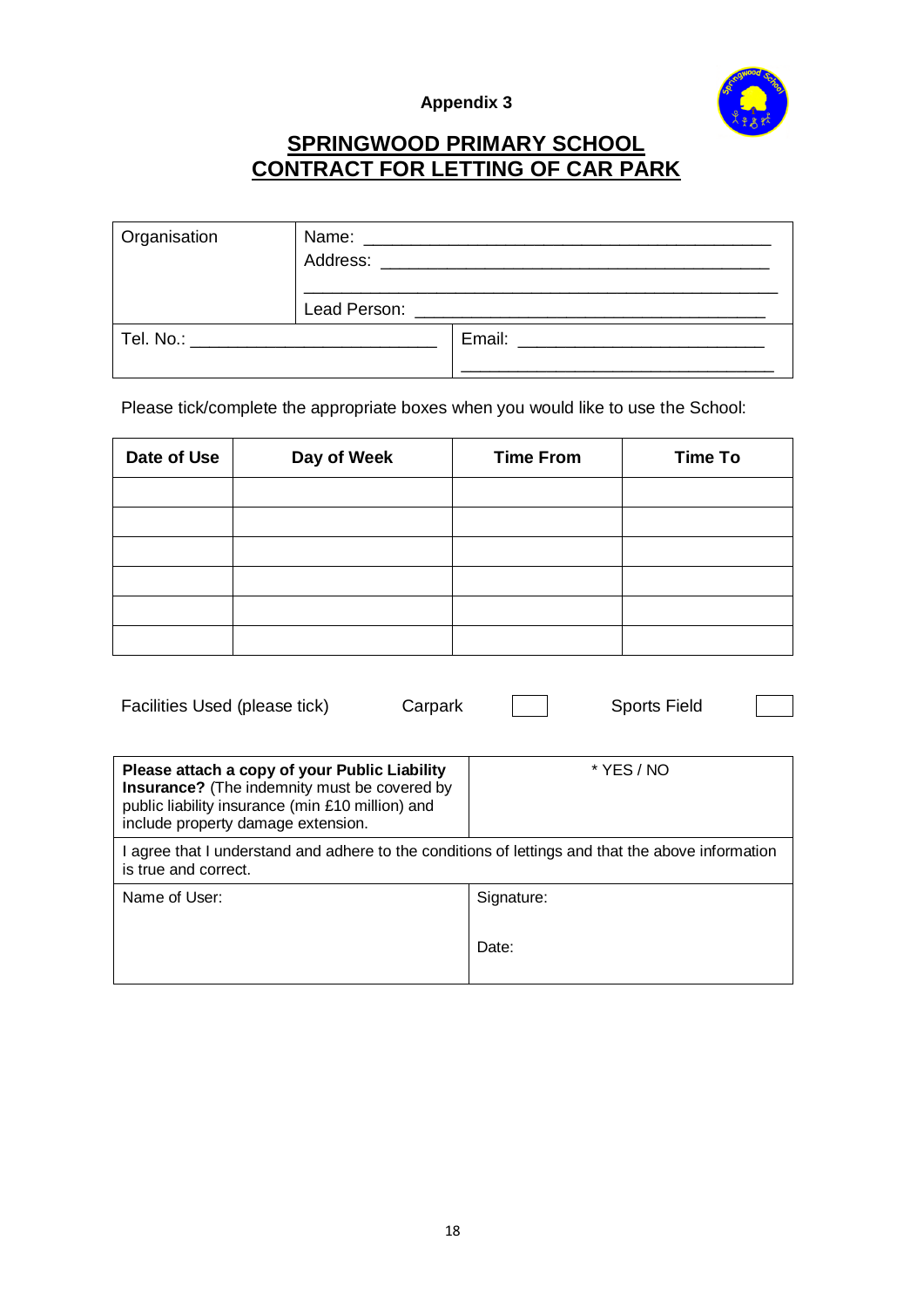**Appendix 3**

# SPRINGWOOD PRIMARY SCHOOL
# CONTRACT FOR LETTING OF CAR PARK

| Organisation | Name: ___________________________________________ <br> Address: _________________________________________ <br> ______________________________________________ <br> Lead Person: ____________________________________ | |
|---|---|---|
| Tel. No.: _________________________ | | Email: __________________________ <br> ________________________________ |

Please tick/complete the appropriate boxes when you would like to use the School:

| Date of Use | Day of Week | Time From | Time To |
|---|---|---|---|
| | | | |
| | | | |
| | | | |
| | | | |
| | | | |
| | | | |

Facilities Used (please tick)     Carpark ☐     Sports Field ☐

| **Please attach a copy of your Public Liability Insurance?** (The indemnity must be covered by public liability insurance (min £10 million) and include property damage extension. | * YES / NO |
|---|---|
| I agree that I understand and adhere to the conditions of lettings and that the above information is true and correct. | |
| Name of User: | Signature: <br><br> Date: |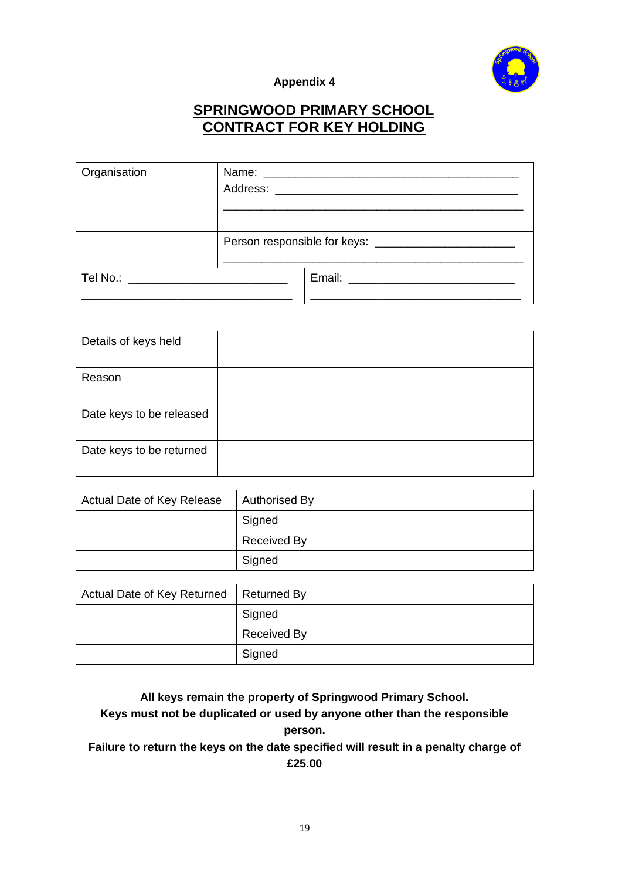**Appendix 4**

# SPRINGWOOD PRIMARY SCHOOL
# CONTRACT FOR KEY HOLDING

| Organisation | Name: ________________________________________ Address: _____________________________________ ________________________________________________ |
|---|---|
| | Person responsible for keys: _____________________ ________________________________________________ |
| Tel No.: ________________________ _________________________________ | Email: _________________________ _________________________________ |

| Details of keys held | |
|---|---|
| Reason | |
| Date keys to be released | |
| Date keys to be returned | |

| Actual Date of Key Release | Authorised By | |
|---|---|---|
| | Signed | |
| | Received By | |
| | Signed | |

| Actual Date of Key Returned | Returned By | |
|---|---|---|
| | Signed | |
| | Received By | |
| | Signed | |

**All keys remain the property of Springwood Primary School.**
**Keys must not be duplicated or used by anyone other than the responsible person.**
**Failure to return the keys on the date specified will result in a penalty charge of £25.00**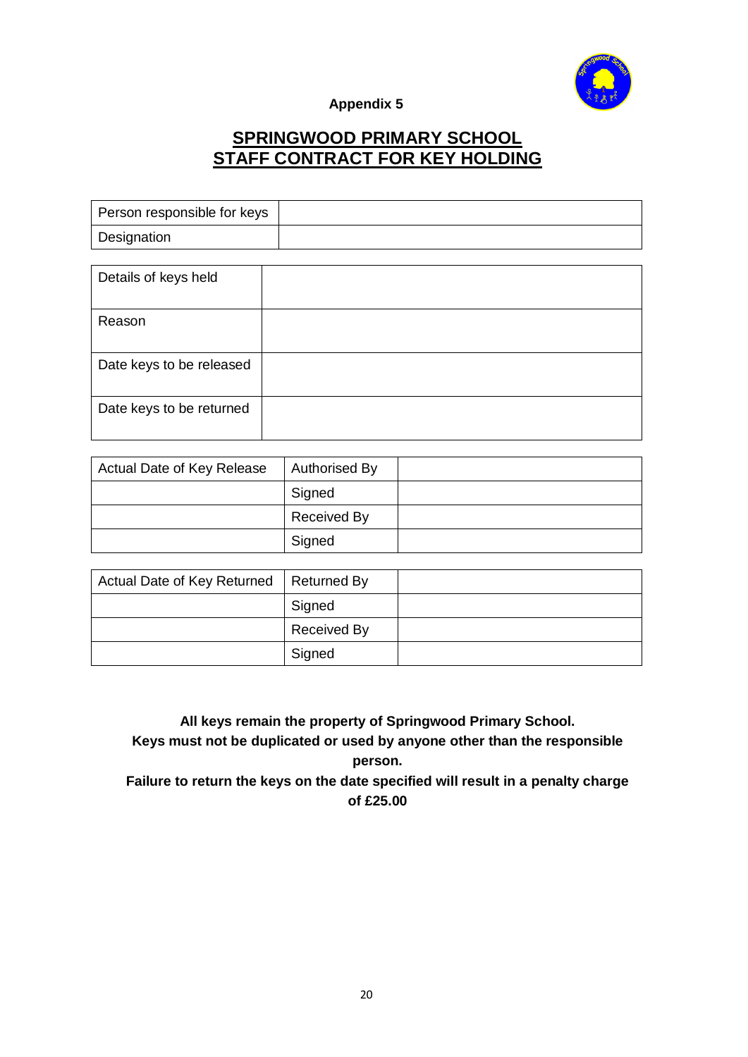**Appendix 5**

# SPRINGWOOD PRIMARY SCHOOL
# STAFF CONTRACT FOR KEY HOLDING

| Person responsible for keys | |
|---|---|
| Designation | |

| Details of keys held | |
|---|---|
| Reason | |
| Date keys to be released | |
| Date keys to be returned | |

| Actual Date of Key Release | Authorised By | |
|---|---|---|
| | Signed | |
| | Received By | |
| | Signed | |

| Actual Date of Key Returned | Returned By | |
|---|---|---|
| | Signed | |
| | Received By | |
| | Signed | |

**All keys remain the property of Springwood Primary School.**
**Keys must not be duplicated or used by anyone other than the responsible person.**
**Failure to return the keys on the date specified will result in a penalty charge of £25.00**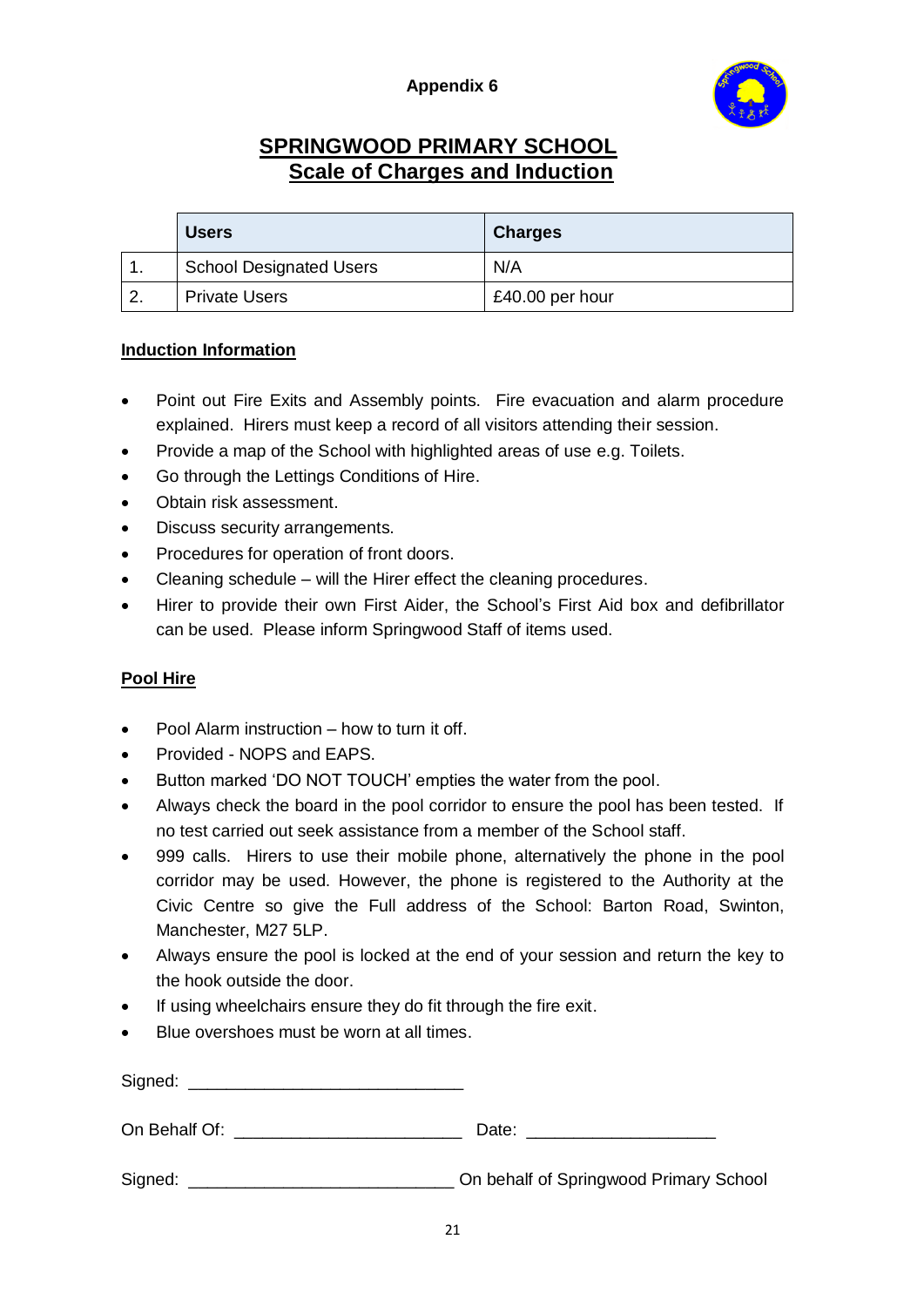**Appendix 6**

# SPRINGWOOD PRIMARY SCHOOL
## Scale of Charges and Induction

| | Users | Charges |
|---|---|---|
| 1. | School Designated Users | N/A |
| 2. | Private Users | £40.00 per hour |

**Induction Information**

- Point out Fire Exits and Assembly points. Fire evacuation and alarm procedure explained. Hirers must keep a record of all visitors attending their session.
- Provide a map of the School with highlighted areas of use e.g. Toilets.
- Go through the Lettings Conditions of Hire.
- Obtain risk assessment.
- Discuss security arrangements.
- Procedures for operation of front doors.
- Cleaning schedule – will the Hirer effect the cleaning procedures.
- Hirer to provide their own First Aider, the School's First Aid box and defibrillator can be used. Please inform Springwood Staff of items used.

**Pool Hire**

- Pool Alarm instruction – how to turn it off.
- Provided - NOPS and EAPS.
- Button marked 'DO NOT TOUCH' empties the water from the pool.
- Always check the board in the pool corridor to ensure the pool has been tested. If no test carried out seek assistance from a member of the School staff.
- 999 calls. Hirers to use their mobile phone, alternatively the phone in the pool corridor may be used. However, the phone is registered to the Authority at the Civic Centre so give the Full address of the School: Barton Road, Swinton, Manchester, M27 5LP.
- Always ensure the pool is locked at the end of your session and return the key to the hook outside the door.
- If using wheelchairs ensure they do fit through the fire exit.
- Blue overshoes must be worn at all times.

Signed: ____________________________

On Behalf Of: ______________________ Date: ___________________

Signed: ___________________________ On behalf of Springwood Primary School